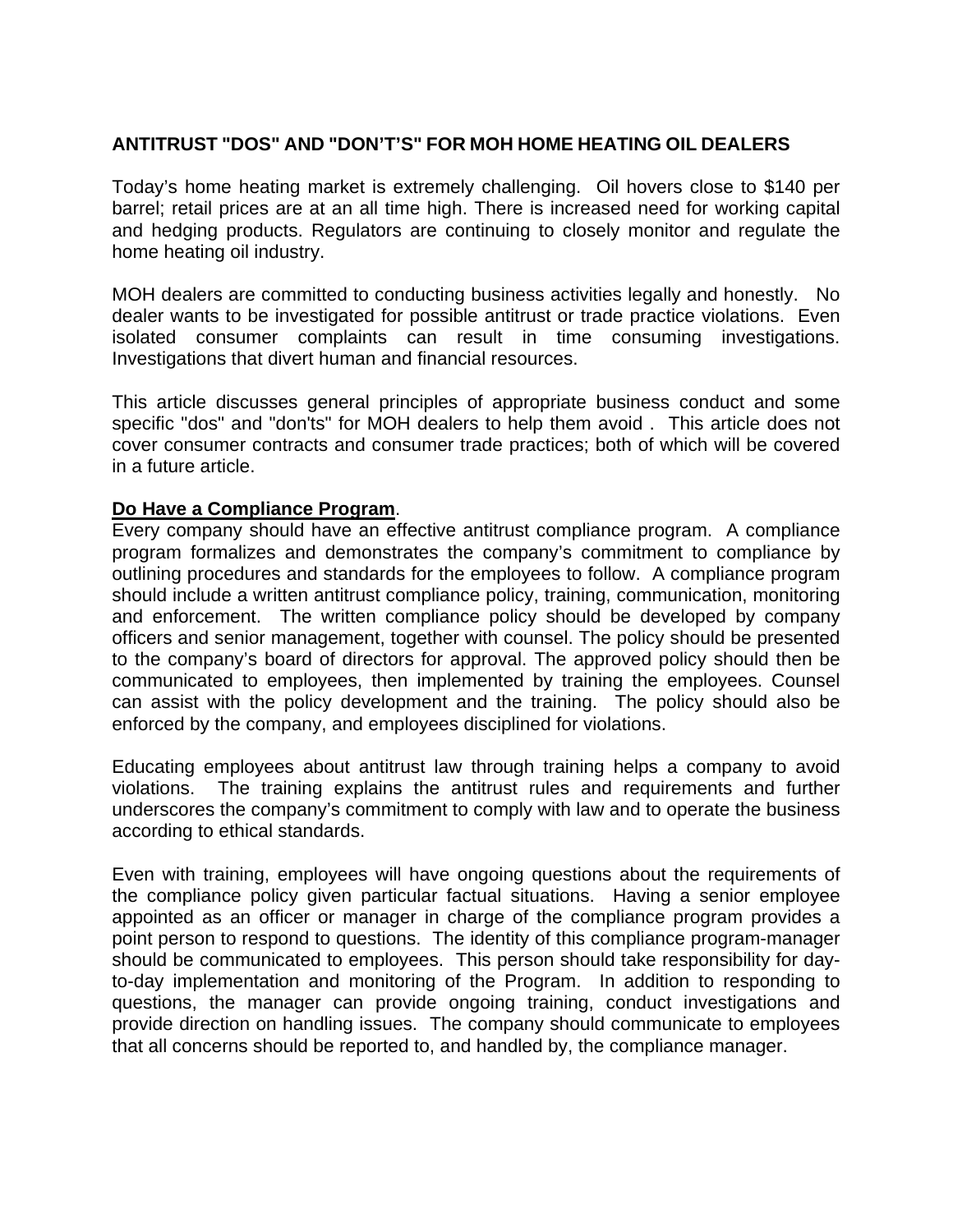# ANTITRUST "DOS" AND "DON'T'S" FOR MOH HOME HEATING OIL DEALERS

Today's home heating market is extremely challenging. Oil hovers close to $140 per barrel; retail prices are at an all time high. There is increased need for working capital and hedging products. Regulators are continuing to closely monitor and regulate the home heating oil industry.

MOH dealers are committed to conducting business activities legally and honestly. No dealer wants to be investigated for possible antitrust or trade practice violations. Even isolated consumer complaints can result in time consuming investigations. Investigations that divert human and financial resources.

This article discusses general principles of appropriate business conduct and some specific "dos" and "don'ts" for MOH dealers to help them avoid . This article does not cover consumer contracts and consumer trade practices; both of which will be covered in a future article.

**Do Have a Compliance Program**.

Every company should have an effective antitrust compliance program. A compliance program formalizes and demonstrates the company's commitment to compliance by outlining procedures and standards for the employees to follow. A compliance program should include a written antitrust compliance policy, training, communication, monitoring and enforcement. The written compliance policy should be developed by company officers and senior management, together with counsel. The policy should be presented to the company's board of directors for approval. The approved policy should then be communicated to employees, then implemented by training the employees. Counsel can assist with the policy development and the training. The policy should also be enforced by the company, and employees disciplined for violations.

Educating employees about antitrust law through training helps a company to avoid violations. The training explains the antitrust rules and requirements and further underscores the company's commitment to comply with law and to operate the business according to ethical standards.

Even with training, employees will have ongoing questions about the requirements of the compliance policy given particular factual situations. Having a senior employee appointed as an officer or manager in charge of the compliance program provides a point person to respond to questions. The identity of this compliance program-manager should be communicated to employees. This person should take responsibility for day-to-day implementation and monitoring of the Program. In addition to responding to questions, the manager can provide ongoing training, conduct investigations and provide direction on handling issues. The company should communicate to employees that all concerns should be reported to, and handled by, the compliance manager.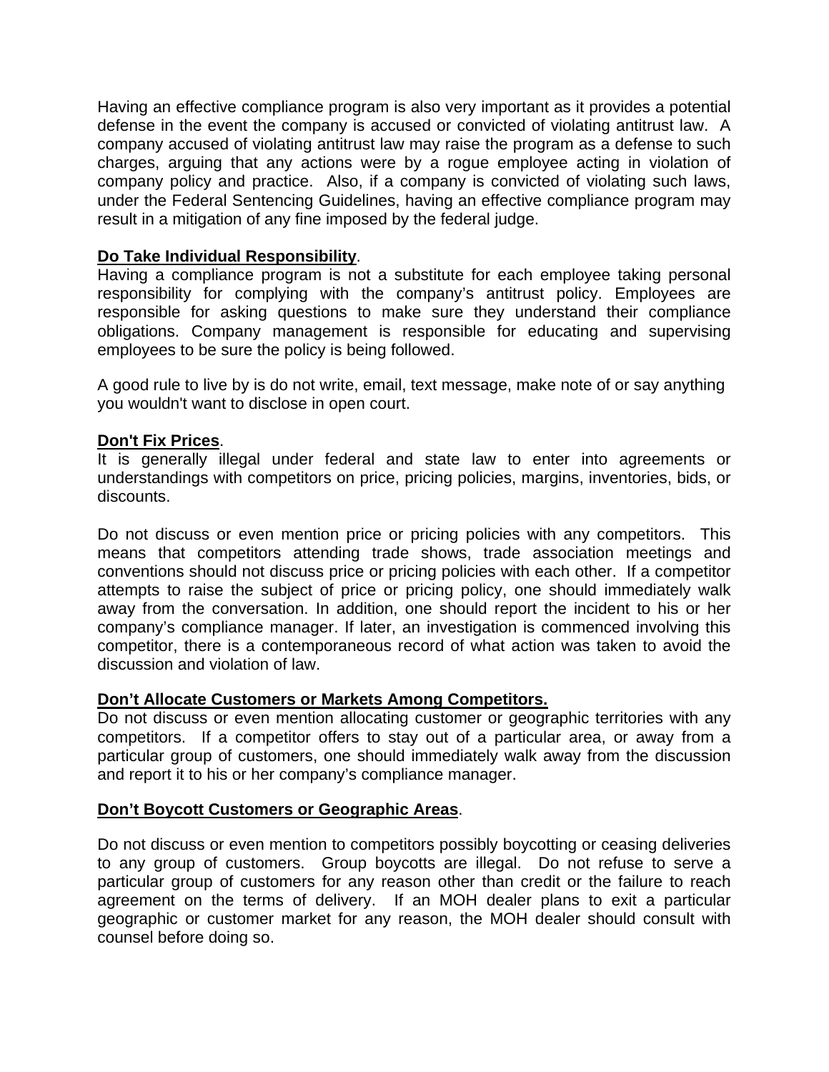Having an effective compliance program is also very important as it provides a potential defense in the event the company is accused or convicted of violating antitrust law. A company accused of violating antitrust law may raise the program as a defense to such charges, arguing that any actions were by a rogue employee acting in violation of company policy and practice. Also, if a company is convicted of violating such laws, under the Federal Sentencing Guidelines, having an effective compliance program may result in a mitigation of any fine imposed by the federal judge.

**Do Take Individual Responsibility**.

Having a compliance program is not a substitute for each employee taking personal responsibility for complying with the company's antitrust policy. Employees are responsible for asking questions to make sure they understand their compliance obligations. Company management is responsible for educating and supervising employees to be sure the policy is being followed.

A good rule to live by is do not write, email, text message, make note of or say anything you wouldn't want to disclose in open court.

**Don't Fix Prices**.

It is generally illegal under federal and state law to enter into agreements or understandings with competitors on price, pricing policies, margins, inventories, bids, or discounts.

Do not discuss or even mention price or pricing policies with any competitors. This means that competitors attending trade shows, trade association meetings and conventions should not discuss price or pricing policies with each other. If a competitor attempts to raise the subject of price or pricing policy, one should immediately walk away from the conversation. In addition, one should report the incident to his or her company's compliance manager. If later, an investigation is commenced involving this competitor, there is a contemporaneous record of what action was taken to avoid the discussion and violation of law.

**Don't Allocate Customers or Markets Among Competitors.**

Do not discuss or even mention allocating customer or geographic territories with any competitors. If a competitor offers to stay out of a particular area, or away from a particular group of customers, one should immediately walk away from the discussion and report it to his or her company's compliance manager.

**Don't Boycott Customers or Geographic Areas**.

Do not discuss or even mention to competitors possibly boycotting or ceasing deliveries to any group of customers. Group boycotts are illegal. Do not refuse to serve a particular group of customers for any reason other than credit or the failure to reach agreement on the terms of delivery. If an MOH dealer plans to exit a particular geographic or customer market for any reason, the MOH dealer should consult with counsel before doing so.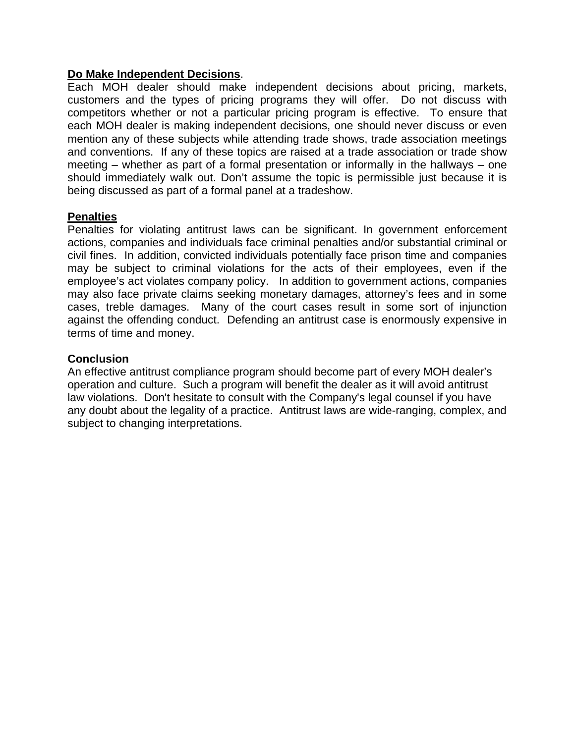**Do Make Independent Decisions**.

Each MOH dealer should make independent decisions about pricing, markets, customers and the types of pricing programs they will offer. Do not discuss with competitors whether or not a particular pricing program is effective. To ensure that each MOH dealer is making independent decisions, one should never discuss or even mention any of these subjects while attending trade shows, trade association meetings and conventions. If any of these topics are raised at a trade association or trade show meeting – whether as part of a formal presentation or informally in the hallways – one should immediately walk out. Don't assume the topic is permissible just because it is being discussed as part of a formal panel at a tradeshow.

**Penalties**

Penalties for violating antitrust laws can be significant. In government enforcement actions, companies and individuals face criminal penalties and/or substantial criminal or civil fines. In addition, convicted individuals potentially face prison time and companies may be subject to criminal violations for the acts of their employees, even if the employee's act violates company policy. In addition to government actions, companies may also face private claims seeking monetary damages, attorney's fees and in some cases, treble damages. Many of the court cases result in some sort of injunction against the offending conduct. Defending an antitrust case is enormously expensive in terms of time and money.

**Conclusion**

An effective antitrust compliance program should become part of every MOH dealer's operation and culture. Such a program will benefit the dealer as it will avoid antitrust law violations. Don't hesitate to consult with the Company's legal counsel if you have any doubt about the legality of a practice. Antitrust laws are wide-ranging, complex, and subject to changing interpretations.